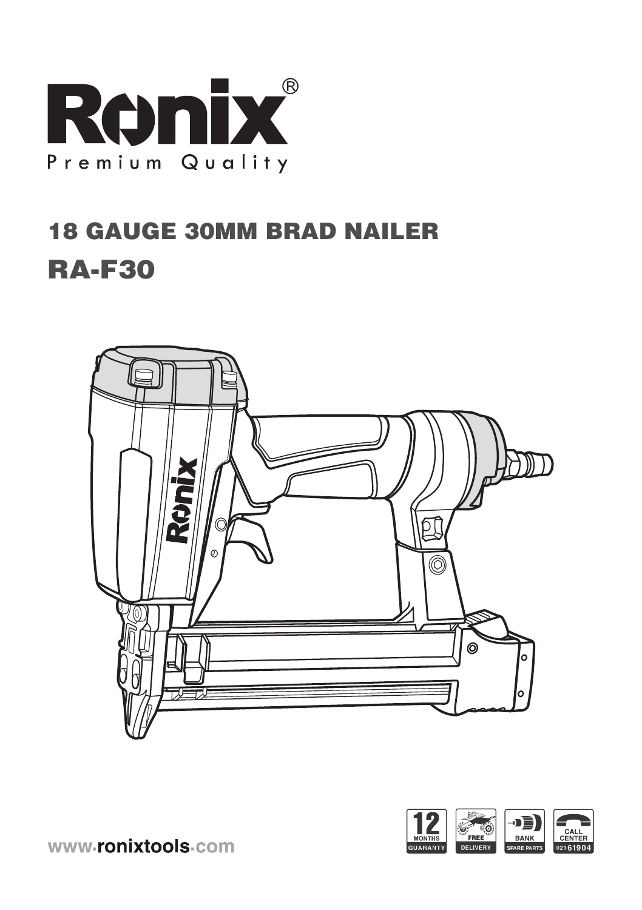# Ronix®

Premium Quality

## 18 GAUGE 30MM BRAD NAILER

## RA-F30

12 MONTHS GUARANTY | FREE DELIVERY | BANK SPARE PARTS | CALL CENTER 021 61904

www.ronixtools.com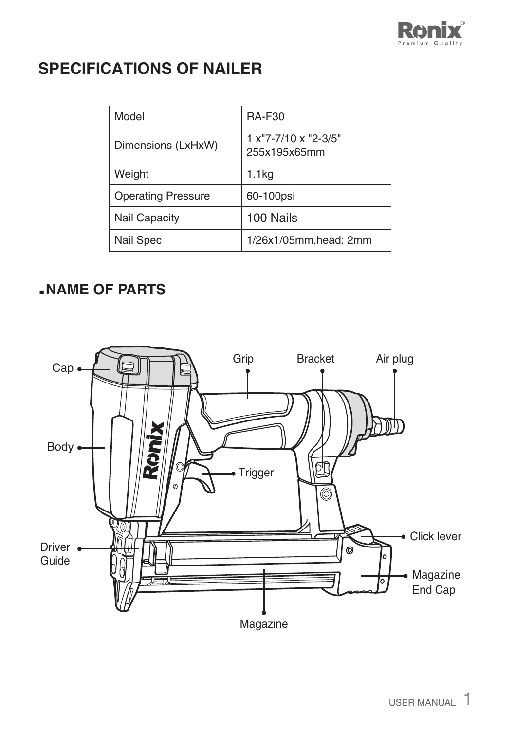## SPECIFICATIONS OF NAILER

| Model | RA-F30 |
|---|---|
| Dimensions (LxHxW) | 1 x"7-7/10 x "2-3/5" 255x195x65mm |
| Weight | 1.1kg |
| Operating Pressure | 60-100psi |
| Nail Capacity | 100 Nails |
| Nail Spec | 1/26x1/05mm,head: 2mm |

## NAME OF PARTS

Cap

Body

Driver Guide

Grip

Bracket

Air plug

Trigger

Click lever

Magazine End Cap

Magazine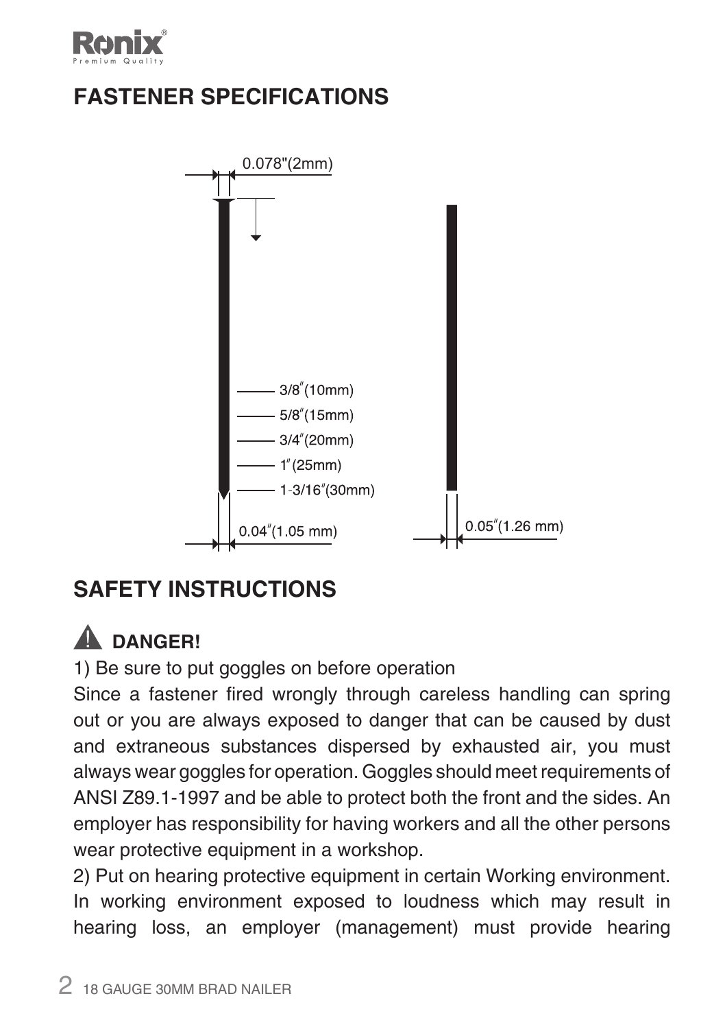## FASTENER SPECIFICATIONS

0.078"(2mm)

3/8"(10mm)
5/8"(15mm)
3/4"(20mm)
1"(25mm)
1-3/16"(30mm)

0.04"(1.05 mm)

0.05"(1.26 mm)

## SAFETY INSTRUCTIONS

### DANGER!

1) Be sure to put goggles on before operation

Since a fastener fired wrongly through careless handling can spring out or you are always exposed to danger that can be caused by dust and extraneous substances dispersed by exhausted air, you must always wear goggles for operation. Goggles should meet requirements of ANSI Z89.1-1997 and be able to protect both the front and the sides. An employer has responsibility for having workers and all the other persons wear protective equipment in a workshop.

2) Put on hearing protective equipment in certain Working environment. In working environment exposed to loudness which may result in hearing loss, an employer (management) must provide hearing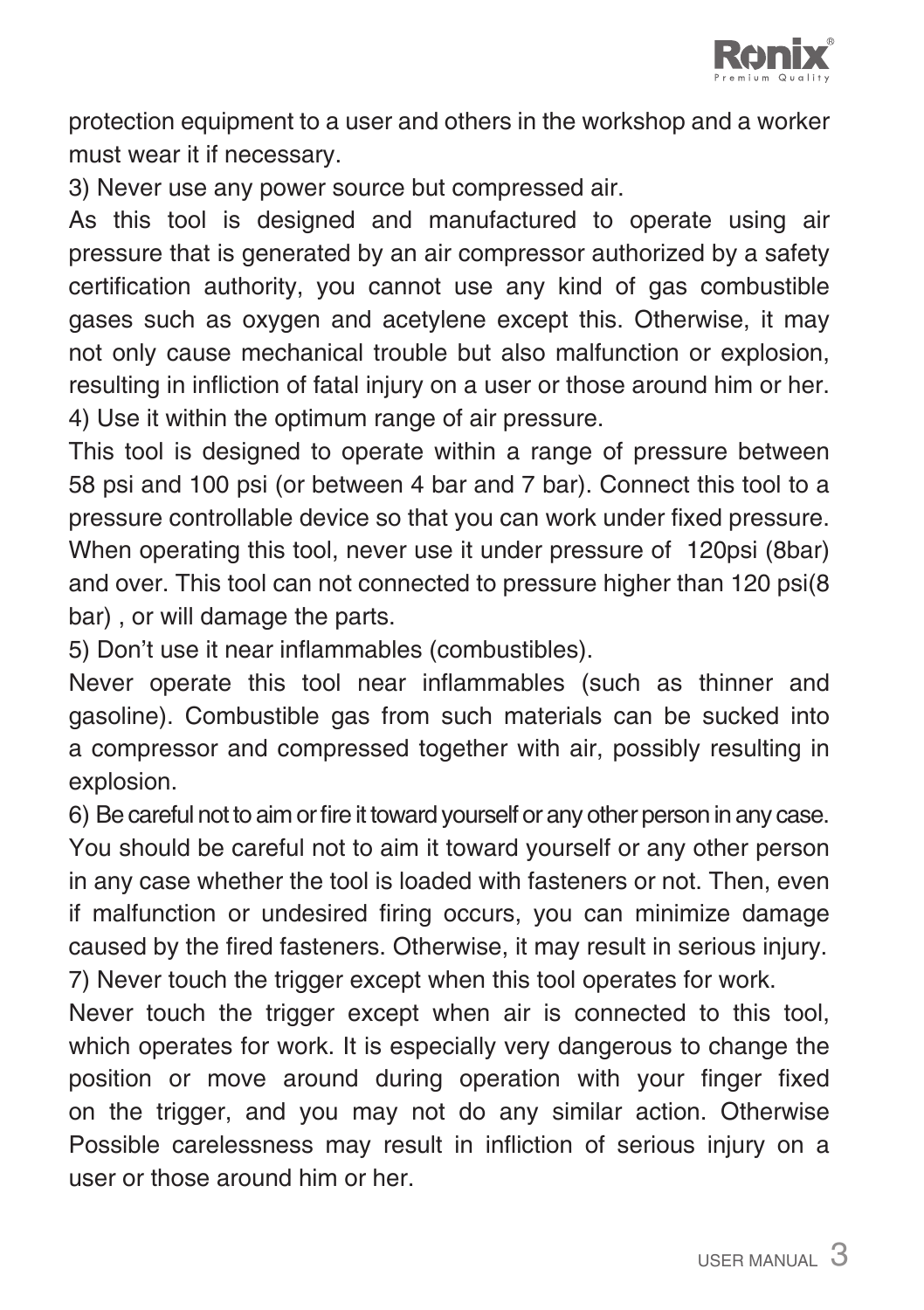protection equipment to a user and others in the workshop and a worker must wear it if necessary.

3) Never use any power source but compressed air.

As this tool is designed and manufactured to operate using air pressure that is generated by an air compressor authorized by a safety certification authority, you cannot use any kind of gas combustible gases such as oxygen and acetylene except this. Otherwise, it may not only cause mechanical trouble but also malfunction or explosion, resulting in infliction of fatal injury on a user or those around him or her.

4) Use it within the optimum range of air pressure.

This tool is designed to operate within a range of pressure between 58 psi and 100 psi (or between 4 bar and 7 bar). Connect this tool to a pressure controllable device so that you can work under fixed pressure. When operating this tool, never use it under pressure of 120psi (8bar) and over. This tool can not connected to pressure higher than 120 psi(8 bar) , or will damage the parts.

5) Don't use it near inflammables (combustibles).

Never operate this tool near inflammables (such as thinner and gasoline). Combustible gas from such materials can be sucked into a compressor and compressed together with air, possibly resulting in explosion.

6) Be careful not to aim or fire it toward yourself or any other person in any case.

You should be careful not to aim it toward yourself or any other person in any case whether the tool is loaded with fasteners or not. Then, even if malfunction or undesired firing occurs, you can minimize damage caused by the fired fasteners. Otherwise, it may result in serious injury.

7) Never touch the trigger except when this tool operates for work.

Never touch the trigger except when air is connected to this tool, which operates for work. It is especially very dangerous to change the position or move around during operation with your finger fixed on the trigger, and you may not do any similar action. Otherwise Possible carelessness may result in infliction of serious injury on a user or those around him or her.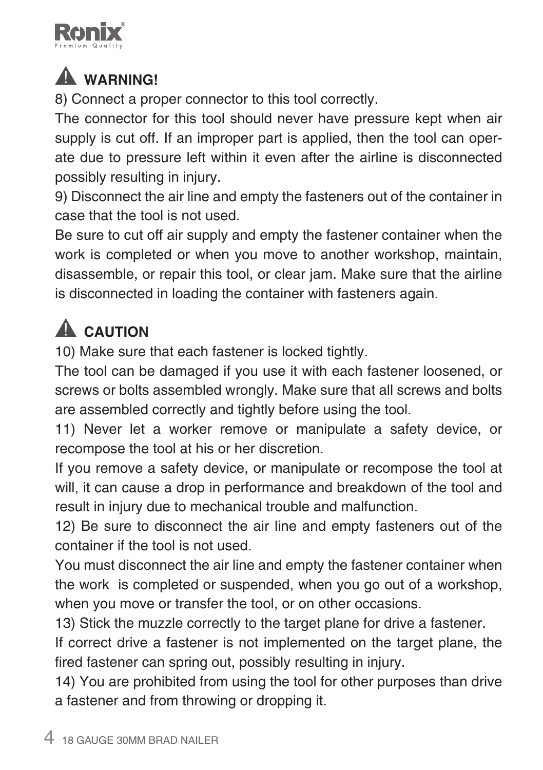## ⚠ WARNING!

8) Connect a proper connector to this tool correctly.

The connector for this tool should never have pressure kept when air supply is cut off. If an improper part is applied, then the tool can operate due to pressure left within it even after the airline is disconnected possibly resulting in injury.

9) Disconnect the air line and empty the fasteners out of the container in case that the tool is not used.

Be sure to cut off air supply and empty the fastener container when the work is completed or when you move to another workshop, maintain, disassemble, or repair this tool, or clear jam. Make sure that the airline is disconnected in loading the container with fasteners again.

## ⚠ CAUTION

10) Make sure that each fastener is locked tightly.

The tool can be damaged if you use it with each fastener loosened, or screws or bolts assembled wrongly. Make sure that all screws and bolts are assembled correctly and tightly before using the tool.

11) Never let a worker remove or manipulate a safety device, or recompose the tool at his or her discretion.

If you remove a safety device, or manipulate or recompose the tool at will, it can cause a drop in performance and breakdown of the tool and result in injury due to mechanical trouble and malfunction.

12) Be sure to disconnect the air line and empty fasteners out of the container if the tool is not used.

You must disconnect the air line and empty the fastener container when the work is completed or suspended, when you go out of a workshop, when you move or transfer the tool, or on other occasions.

13) Stick the muzzle correctly to the target plane for drive a fastener.

If correct drive a fastener is not implemented on the target plane, the fired fastener can spring out, possibly resulting in injury.

14) You are prohibited from using the tool for other purposes than drive a fastener and from throwing or dropping it.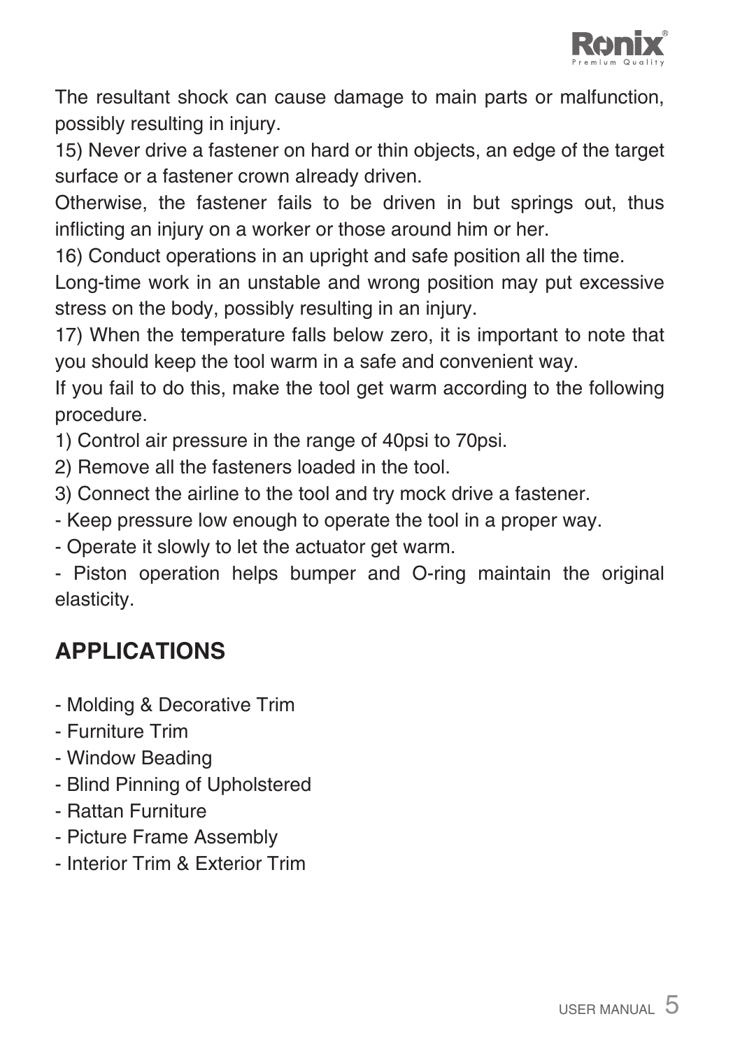The resultant shock can cause damage to main parts or malfunction, possibly resulting in injury.

15) Never drive a fastener on hard or thin objects, an edge of the target surface or a fastener crown already driven.

Otherwise, the fastener fails to be driven in but springs out, thus inflicting an injury on a worker or those around him or her.

16) Conduct operations in an upright and safe position all the time.

Long-time work in an unstable and wrong position may put excessive stress on the body, possibly resulting in an injury.

17) When the temperature falls below zero, it is important to note that you should keep the tool warm in a safe and convenient way.

If you fail to do this, make the tool get warm according to the following procedure.

1) Control air pressure in the range of 40psi to 70psi.

2) Remove all the fasteners loaded in the tool.

3) Connect the airline to the tool and try mock drive a fastener.

- Keep pressure low enough to operate the tool in a proper way.
- Operate it slowly to let the actuator get warm.
- Piston operation helps bumper and O-ring maintain the original elasticity.

## APPLICATIONS

- Molding & Decorative Trim
- Furniture Trim
- Window Beading
- Blind Pinning of Upholstered
- Rattan Furniture
- Picture Frame Assembly
- Interior Trim & Exterior Trim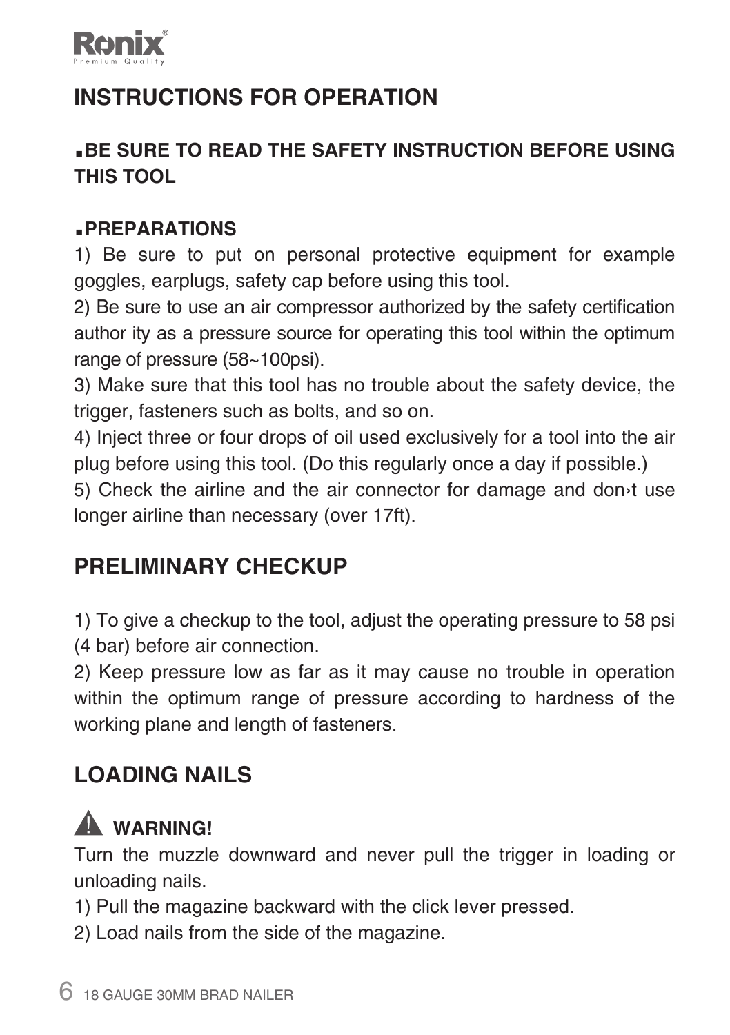## INSTRUCTIONS FOR OPERATION

### ▪BE SURE TO READ THE SAFETY INSTRUCTION BEFORE USING THIS TOOL

### ▪PREPARATIONS

1) Be sure to put on personal protective equipment for example goggles, earplugs, safety cap before using this tool.
2) Be sure to use an air compressor authorized by the safety certification author ity as a pressure source for operating this tool within the optimum range of pressure (58~100psi).
3) Make sure that this tool has no trouble about the safety device, the trigger, fasteners such as bolts, and so on.
4) Inject three or four drops of oil used exclusively for a tool into the air plug before using this tool. (Do this regularly once a day if possible.)
5) Check the airline and the air connector for damage and don›t use longer airline than necessary (over 17ft).

## PRELIMINARY CHECKUP

1) To give a checkup to the tool, adjust the operating pressure to 58 psi (4 bar) before air connection.
2) Keep pressure low as far as it may cause no trouble in operation within the optimum range of pressure according to hardness of the working plane and length of fasteners.

## LOADING NAILS

**⚠ WARNING!**

Turn the muzzle downward and never pull the trigger in loading or unloading nails.
1) Pull the magazine backward with the click lever pressed.
2) Load nails from the side of the magazine.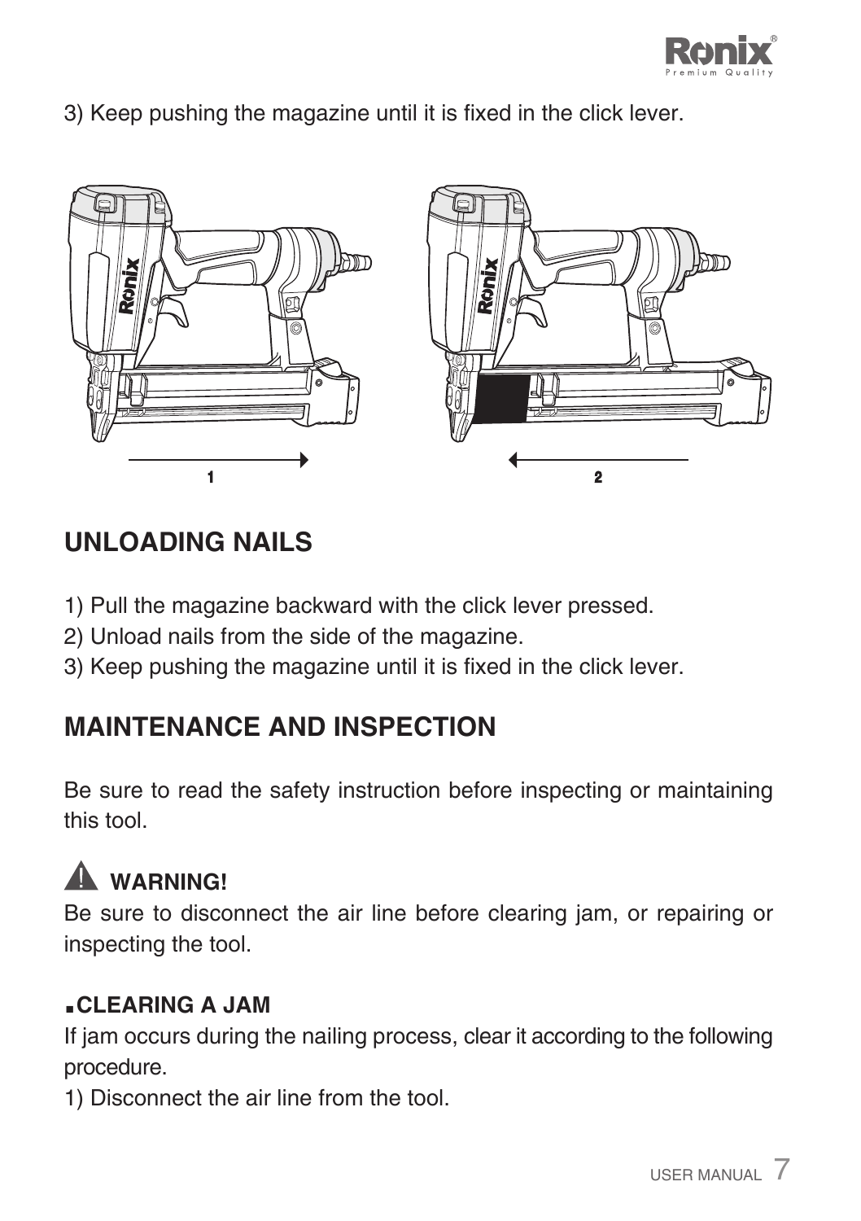3) Keep pushing the magazine until it is fixed in the click lever.

1

2

## UNLOADING NAILS

1) Pull the magazine backward with the click lever pressed.
2) Unload nails from the side of the magazine.
3) Keep pushing the magazine until it is fixed in the click lever.

## MAINTENANCE AND INSPECTION

Be sure to read the safety instruction before inspecting or maintaining this tool.

**WARNING!**
Be sure to disconnect the air line before clearing jam, or repairing or inspecting the tool.

**▪CLEARING A JAM**
If jam occurs during the nailing process, clear it according to the following procedure.
1) Disconnect the air line from the tool.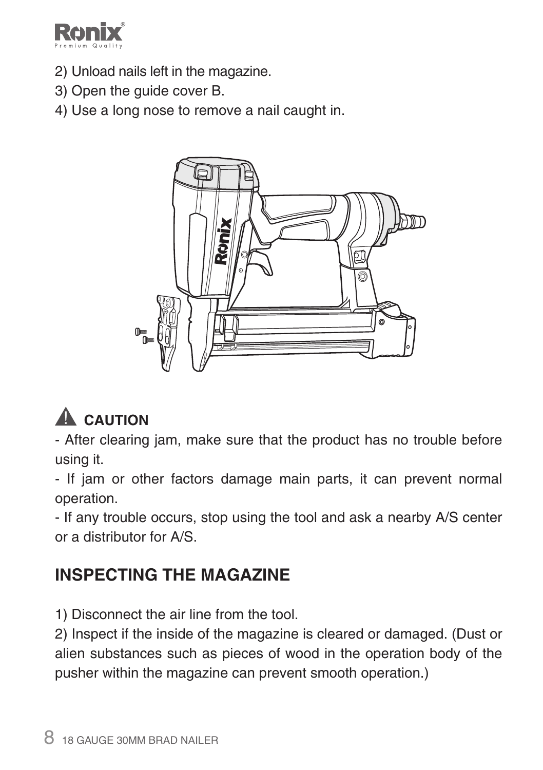2) Unload nails left in the magazine.
3) Open the guide cover B.
4) Use a long nose to remove a nail caught in.

**CAUTION**

- After clearing jam, make sure that the product has no trouble before using it.
- If jam or other factors damage main parts, it can prevent normal operation.
- If any trouble occurs, stop using the tool and ask a nearby A/S center or a distributor for A/S.

## INSPECTING THE MAGAZINE

1) Disconnect the air line from the tool.
2) Inspect if the inside of the magazine is cleared or damaged. (Dust or alien substances such as pieces of wood in the operation body of the pusher within the magazine can prevent smooth operation.)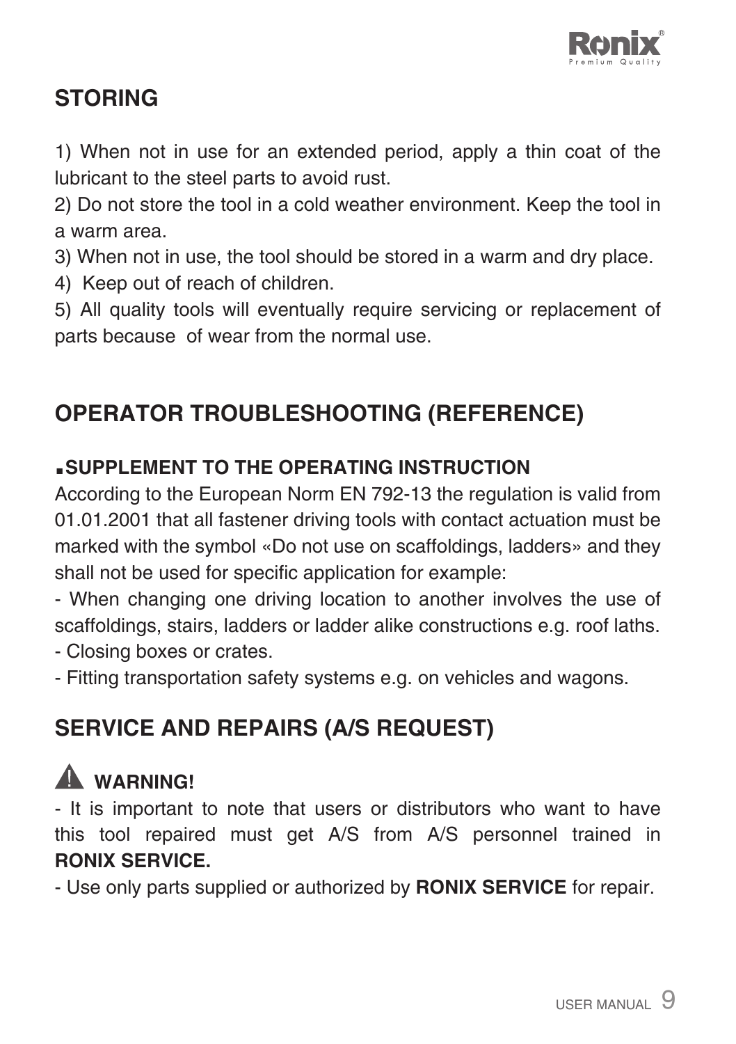## STORING

1) When not in use for an extended period, apply a thin coat of the lubricant to the steel parts to avoid rust.
2) Do not store the tool in a cold weather environment. Keep the tool in a warm area.
3) When not in use, the tool should be stored in a warm and dry place.
4) Keep out of reach of children.
5) All quality tools will eventually require servicing or replacement of parts because of wear from the normal use.

## OPERATOR TROUBLESHOOTING (REFERENCE)

### ▪SUPPLEMENT TO THE OPERATING INSTRUCTION

According to the European Norm EN 792-13 the regulation is valid from 01.01.2001 that all fastener driving tools with contact actuation must be marked with the symbol «Do not use on scaffoldings, ladders» and they shall not be used for specific application for example:

- When changing one driving location to another involves the use of scaffoldings, stairs, ladders or ladder alike constructions e.g. roof laths.
- Closing boxes or crates.
- Fitting transportation safety systems e.g. on vehicles and wagons.

## SERVICE AND REPAIRS (A/S REQUEST)

⚠ **WARNING!**

- It is important to note that users or distributors who want to have this tool repaired must get A/S from A/S personnel trained in **RONIX SERVICE.**
- Use only parts supplied or authorized by **RONIX SERVICE** for repair.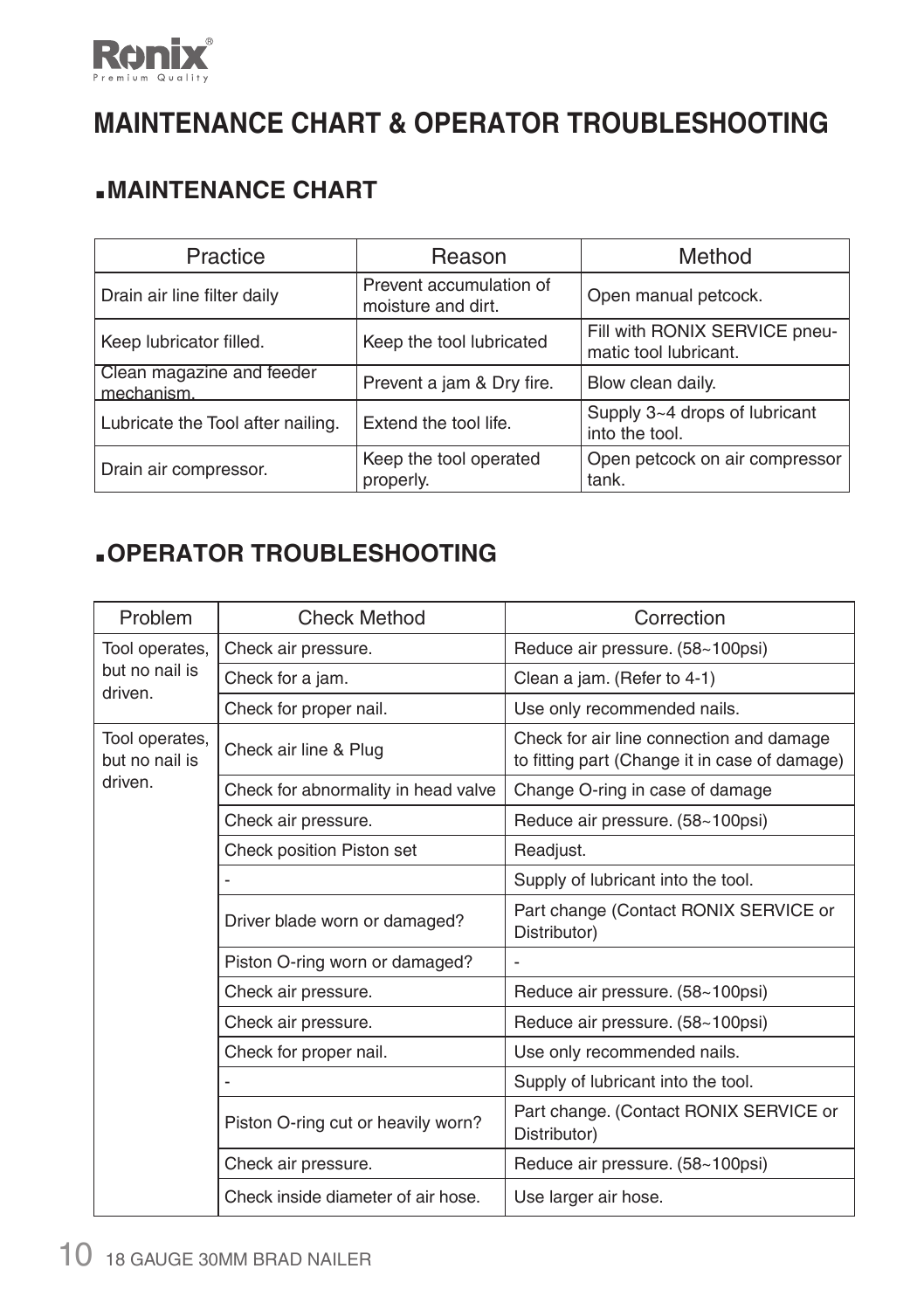# MAINTENANCE CHART & OPERATOR TROUBLESHOOTING

## ▪MAINTENANCE CHART

| Practice | Reason | Method |
|---|---|---|
| Drain air line filter daily | Prevent accumulation of moisture and dirt. | Open manual petcock. |
| Keep lubricator filled. | Keep the tool lubricated | Fill with RONIX SERVICE pneumatic tool lubricant. |
| Clean magazine and feeder mechanism. | Prevent a jam & Dry fire. | Blow clean daily. |
| Lubricate the Tool after nailing. | Extend the tool life. | Supply 3~4 drops of lubricant into the tool. |
| Drain air compressor. | Keep the tool operated properly. | Open petcock on air compressor tank. |

## ▪OPERATOR TROUBLESHOOTING

| Problem | Check Method | Correction |
|---|---|---|
| Tool operates, but no nail is driven. | Check air pressure. | Reduce air pressure. (58~100psi) |
| | Check for a jam. | Clean a jam. (Refer to 4-1) |
| | Check for proper nail. | Use only recommended nails. |
| Tool operates, but no nail is driven. | Check air line & Plug | Check for air line connection and damage to fitting part (Change it in case of damage) |
| | Check for abnormality in head valve | Change O-ring in case of damage |
| | Check air pressure. | Reduce air pressure. (58~100psi) |
| | Check position Piston set | Readjust. |
| | - | Supply of lubricant into the tool. |
| | Driver blade worn or damaged? | Part change (Contact RONIX SERVICE or Distributor) |
| | Piston O-ring worn or damaged? | - |
| | Check air pressure. | Reduce air pressure. (58~100psi) |
| | Check air pressure. | Reduce air pressure. (58~100psi) |
| | Check for proper nail. | Use only recommended nails. |
| | - | Supply of lubricant into the tool. |
| | Piston O-ring cut or heavily worn? | Part change. (Contact RONIX SERVICE or Distributor) |
| | Check air pressure. | Reduce air pressure. (58~100psi) |
| | Check inside diameter of air hose. | Use larger air hose. |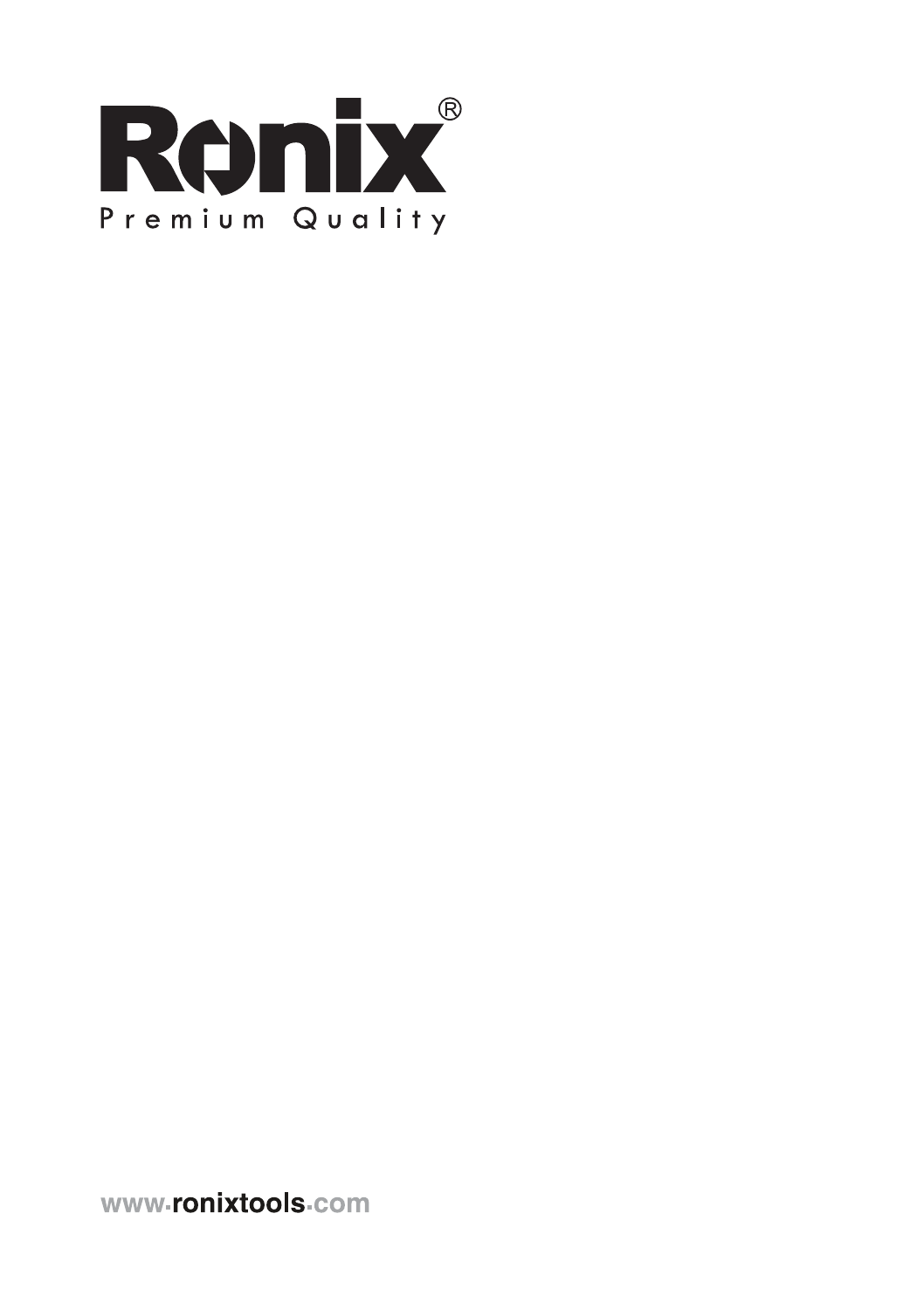Ronix®

Premium Quality

www.ronixtools.com